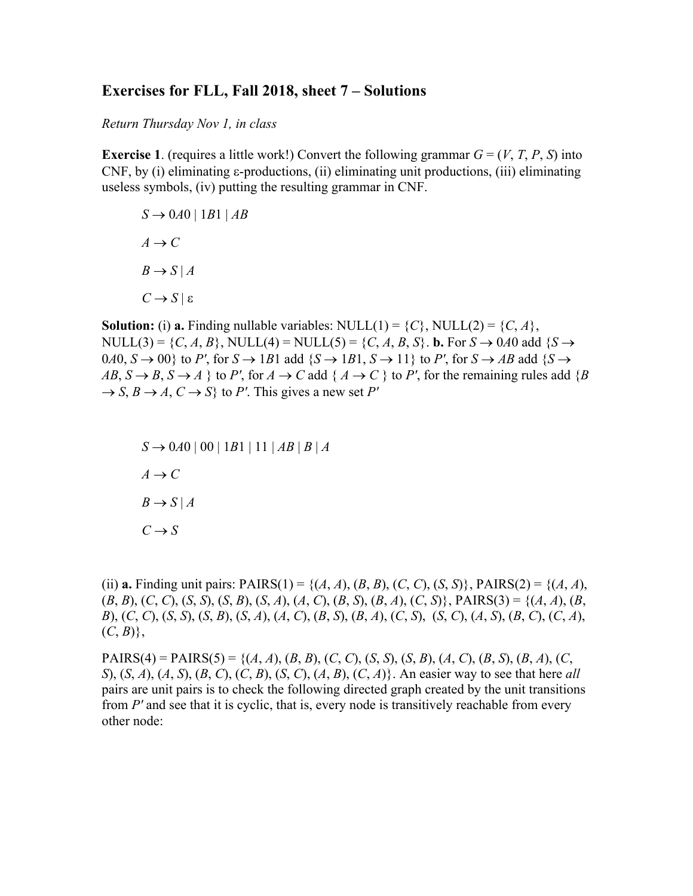## Exercises for FLL, Fall 2018, sheet 7 – Solutions

*Return Thursday Nov 1, in class*

**Exercise 1**. (requires a little work!) Convert the following grammar $G = (V, T, P, S)$ into CNF, by (i) eliminating ε-productions, (ii) eliminating unit productions, (iii) eliminating useless symbols, (iv) putting the resulting grammar in CNF.

$$S \to 0A0 \mid 1B1 \mid AB$$

$$A \to C$$

$$B \to S \mid A$$

$$C \to S \mid \varepsilon$$

**Solution:** (i) **a.** Finding nullable variables: NULL(1) = $\{C\}$, NULL(2) = $\{C, A\}$, NULL(3) = $\{C, A, B\}$, NULL(4) = NULL(5) = $\{C, A, B, S\}$. **b.** For $S \to 0A0$ add $\{S \to 0A0, S \to 00\}$ to $P'$, for $S \to 1B1$ add $\{S \to 1B1, S \to 11\}$ to $P'$, for $S \to AB$ add $\{S \to AB, S \to B, S \to A\}$ to $P'$, for $A \to C$ add $\{A \to C\}$ to $P'$, for the remaining rules add $\{B \to S, B \to A, C \to S\}$ to $P'$. This gives a new set $P'$

$$S \to 0A0 \mid 00 \mid 1B1 \mid 11 \mid AB \mid B \mid A$$

$$A \to C$$

$$B \to S \mid A$$

$$C \to S$$

(ii) **a.** Finding unit pairs: PAIRS(1) = $\{(A, A), (B, B), (C, C), (S, S)\}$, PAIRS(2) = $\{(A, A), (B, B), (C, C), (S, S), (S, B), (S, A), (A, C), (B, S), (B, A), (C, S)\}$, PAIRS(3) = $\{(A, A), (B, B), (C, C), (S, S), (S, B), (S, A), (A, C), (B, S), (B, A), (C, S), (S, C), (A, S), (B, C), (C, A), (C, B)\}$,

PAIRS(4) = PAIRS(5) = $\{(A, A), (B, B), (C, C), (S, S), (S, B), (A, C), (B, S), (B, A), (C, S), (S, A), (A, S), (B, C), (C, B), (S, C), (A, B), (C, A)\}$. An easier way to see that here *all* pairs are unit pairs is to check the following directed graph created by the unit transitions from $P'$ and see that it is cyclic, that is, every node is transitively reachable from every other node: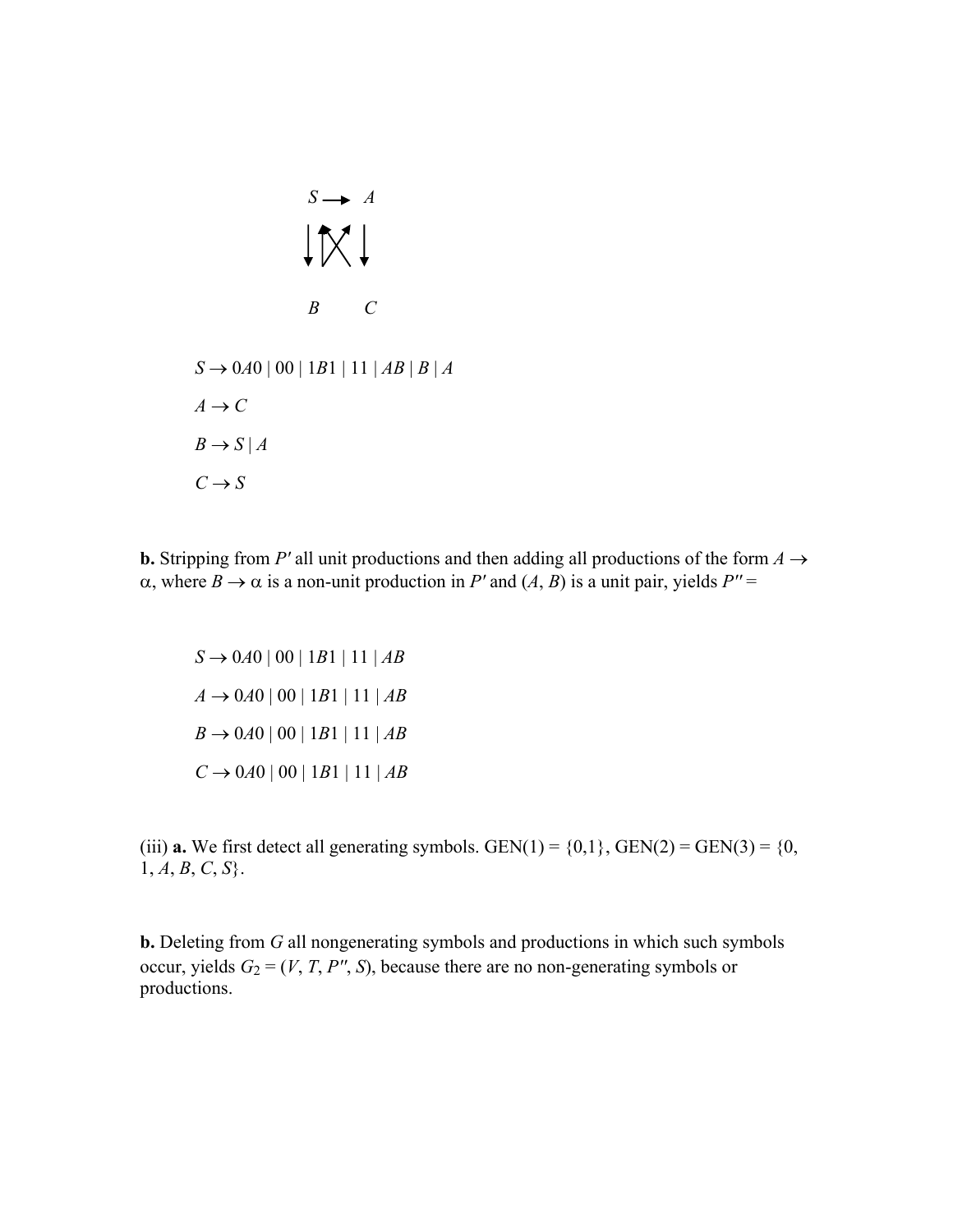$$
\begin{array}{ccc}
S & \longrightarrow & A \\
\downarrow & \nwarrow\!\!\nearrow & \downarrow \\
B & & C
\end{array}
$$

$S \rightarrow 0A0 \mid 00 \mid 1B1 \mid 11 \mid AB \mid B \mid A$

$A \rightarrow C$

$B \rightarrow S \mid A$

$C \rightarrow S$

**b.** Stripping from $P'$ all unit productions and then adding all productions of the form $A \rightarrow \alpha$, where $B \rightarrow \alpha$ is a non-unit production in $P'$ and $(A, B)$ is a unit pair, yields $P''$ =

$S \rightarrow 0A0 \mid 00 \mid 1B1 \mid 11 \mid AB$

$A \rightarrow 0A0 \mid 00 \mid 1B1 \mid 11 \mid AB$

$B \rightarrow 0A0 \mid 00 \mid 1B1 \mid 11 \mid AB$

$C \rightarrow 0A0 \mid 00 \mid 1B1 \mid 11 \mid AB$

(iii) **a.** We first detect all generating symbols. GEN(1) = $\{0,1\}$, GEN(2) = GEN(3) = $\{0, 1, A, B, C, S\}$.

**b.** Deleting from $G$ all nongenerating symbols and productions in which such symbols occur, yields $G_2 = (V, T, P'', S)$, because there are no non-generating symbols or productions.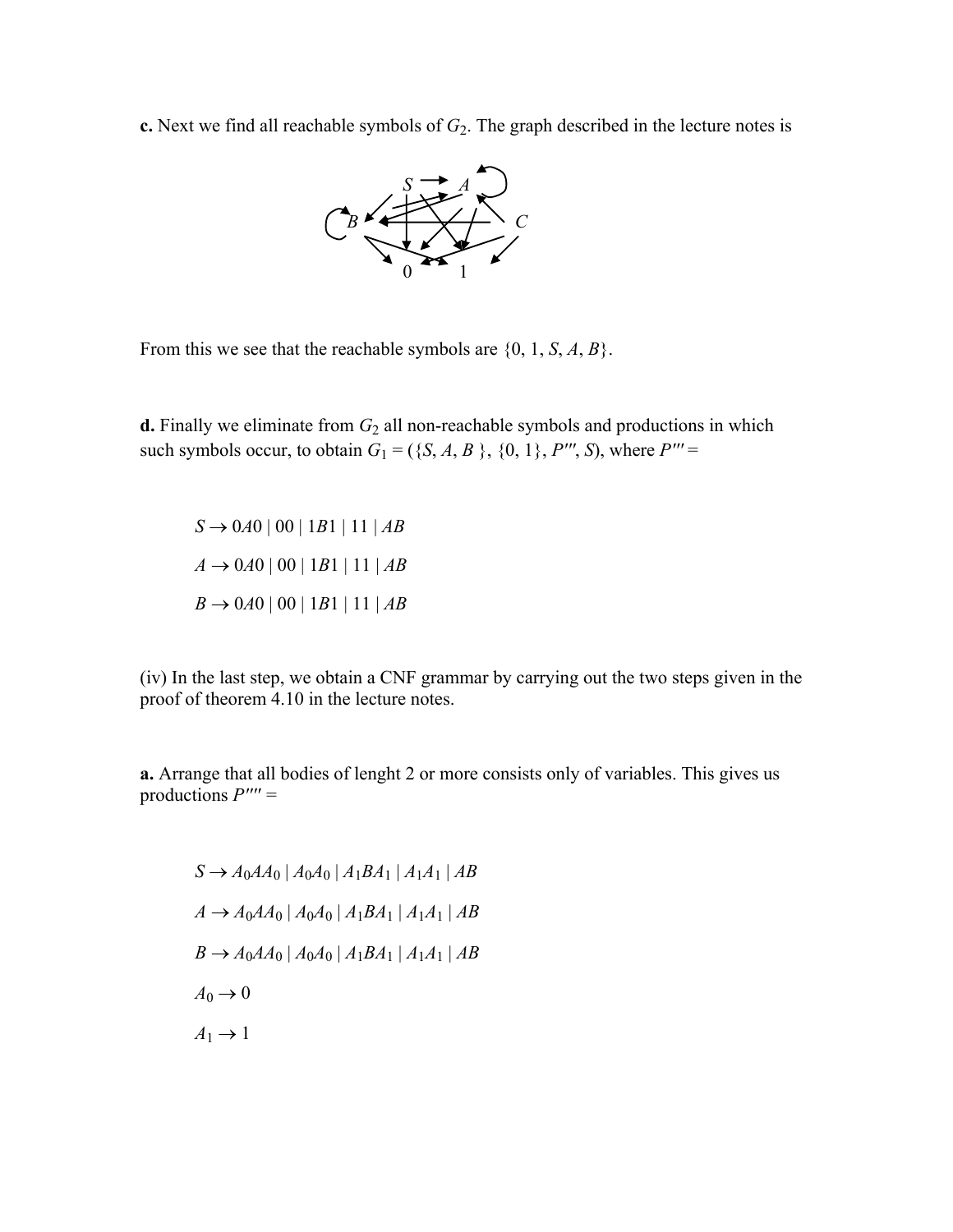**c.** Next we find all reachable symbols of $G_2$. The graph described in the lecture notes is

From this we see that the reachable symbols are $\{0, 1, S, A, B\}$.

**d.** Finally we eliminate from $G_2$ all non-reachable symbols and productions in which such symbols occur, to obtain $G_1 = (\{S, A, B\}, \{0, 1\}, P''', S)$, where $P''' =$

$$S \to 0A0 \mid 00 \mid 1B1 \mid 11 \mid AB$$

$$A \to 0A0 \mid 00 \mid 1B1 \mid 11 \mid AB$$

$$B \to 0A0 \mid 00 \mid 1B1 \mid 11 \mid AB$$

(iv) In the last step, we obtain a CNF grammar by carrying out the two steps given in the proof of theorem 4.10 in the lecture notes.

**a.** Arrange that all bodies of lenght 2 or more consists only of variables. This gives us productions $P'''' =$

$$S \to A_0AA_0 \mid A_0A_0 \mid A_1BA_1 \mid A_1A_1 \mid AB$$

$$A \to A_0AA_0 \mid A_0A_0 \mid A_1BA_1 \mid A_1A_1 \mid AB$$

$$B \to A_0AA_0 \mid A_0A_0 \mid A_1BA_1 \mid A_1A_1 \mid AB$$

$$A_0 \to 0$$

$$A_1 \to 1$$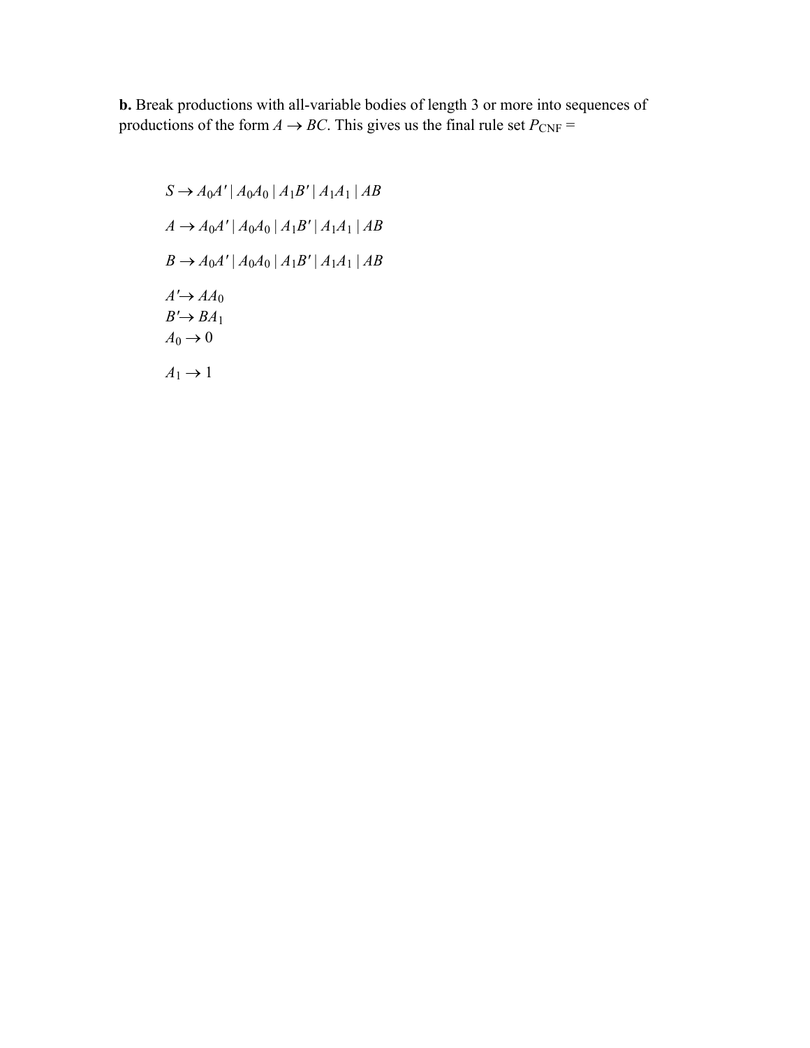**b.** Break productions with all-variable bodies of length 3 or more into sequences of productions of the form $A \rightarrow BC$. This gives us the final rule set $P_{\text{CNF}}$ =

$$S \rightarrow A_0A' \mid A_0A_0 \mid A_1B' \mid A_1A_1 \mid AB$$

$$A \rightarrow A_0A' \mid A_0A_0 \mid A_1B' \mid A_1A_1 \mid AB$$

$$B \rightarrow A_0A' \mid A_0A_0 \mid A_1B' \mid A_1A_1 \mid AB$$

$$A' \rightarrow AA_0$$
$$B' \rightarrow BA_1$$
$$A_0 \rightarrow 0$$

$$A_1 \rightarrow 1$$